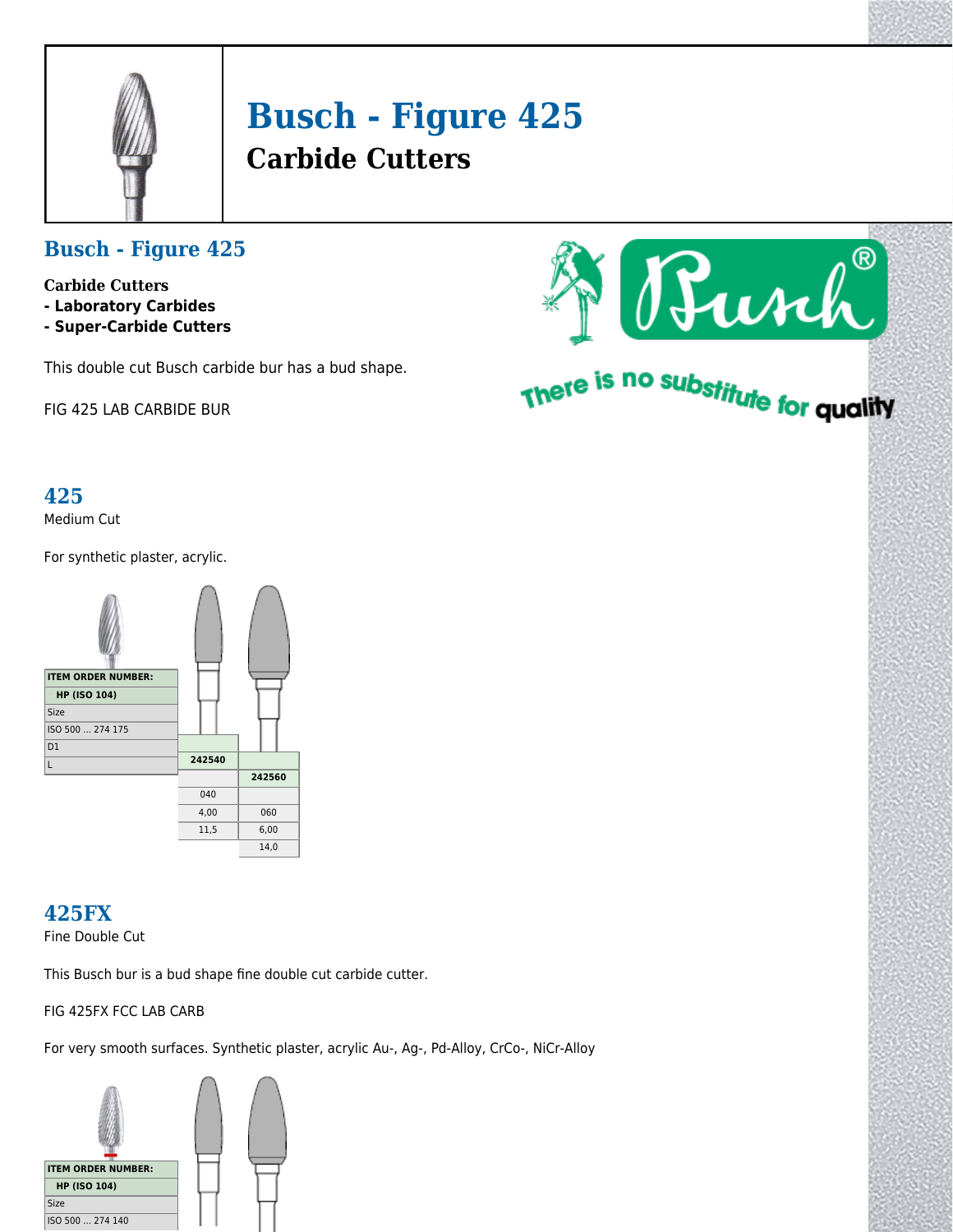# Busch - Figure 425

## Carbide Cutters

## Busch - Figure 425

**Carbide Cutters**
**- Laboratory Carbides**
**- Super-Carbide Cutters**

This double cut Busch carbide bur has a bud shape.

FIG 425 LAB CARBIDE BUR

There is no substitute for quality

## 425

Medium Cut

For synthetic plaster, acrylic.

| ITEM ORDER NUMBER: | | |
|---|---|---|
| HP (ISO 104) | 242540 | 242560 |
| Size | 040 | 060 |
| ISO 500 ... 274 175 | | |
| D1 | 4,00 | 6,00 |
| L | 11,5 | 14,0 |

## 425FX

Fine Double Cut

This Busch bur is a bud shape fine double cut carbide cutter.

FIG 425FX FCC LAB CARB

For very smooth surfaces. Synthetic plaster, acrylic Au-, Ag-, Pd-Alloy, CrCo-, NiCr-Alloy

| ITEM ORDER NUMBER: |
|---|
| HP (ISO 104) |
| Size |
| ISO 500 ... 274 140 |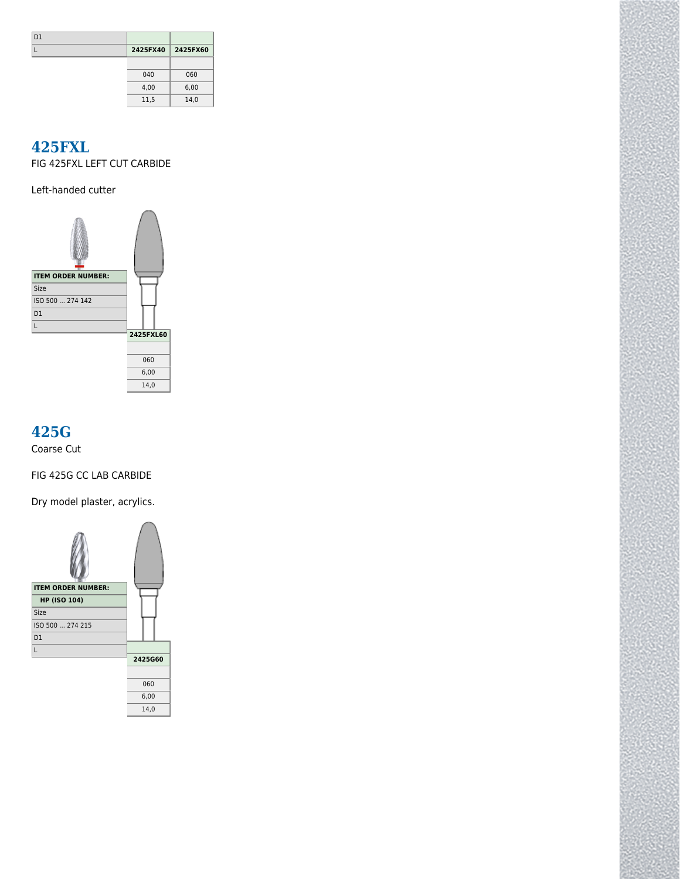| D1 | | |
|---|---|---|
| L | 2425FX40 | 2425FX60 |
| | | |
| | 040 | 060 |
| | 4,00 | 6,00 |
| | 11,5 | 14,0 |

## 425FXL

FIG 425FXL LEFT CUT CARBIDE

Left-handed cutter

| ITEM ORDER NUMBER: | 2425FXL60 |
|---|---|
| Size | 060 |
| ISO 500 ... 274 142 | |
| D1 | 6,00 |
| L | 14,0 |

## 425G

Coarse Cut

FIG 425G CC LAB CARBIDE

Dry model plaster, acrylics.

| ITEM ORDER NUMBER: | |
|---|---|
| HP (ISO 104) | 2425G60 |
| Size | 060 |
| ISO 500 ... 274 215 | |
| D1 | 6,00 |
| L | 14,0 |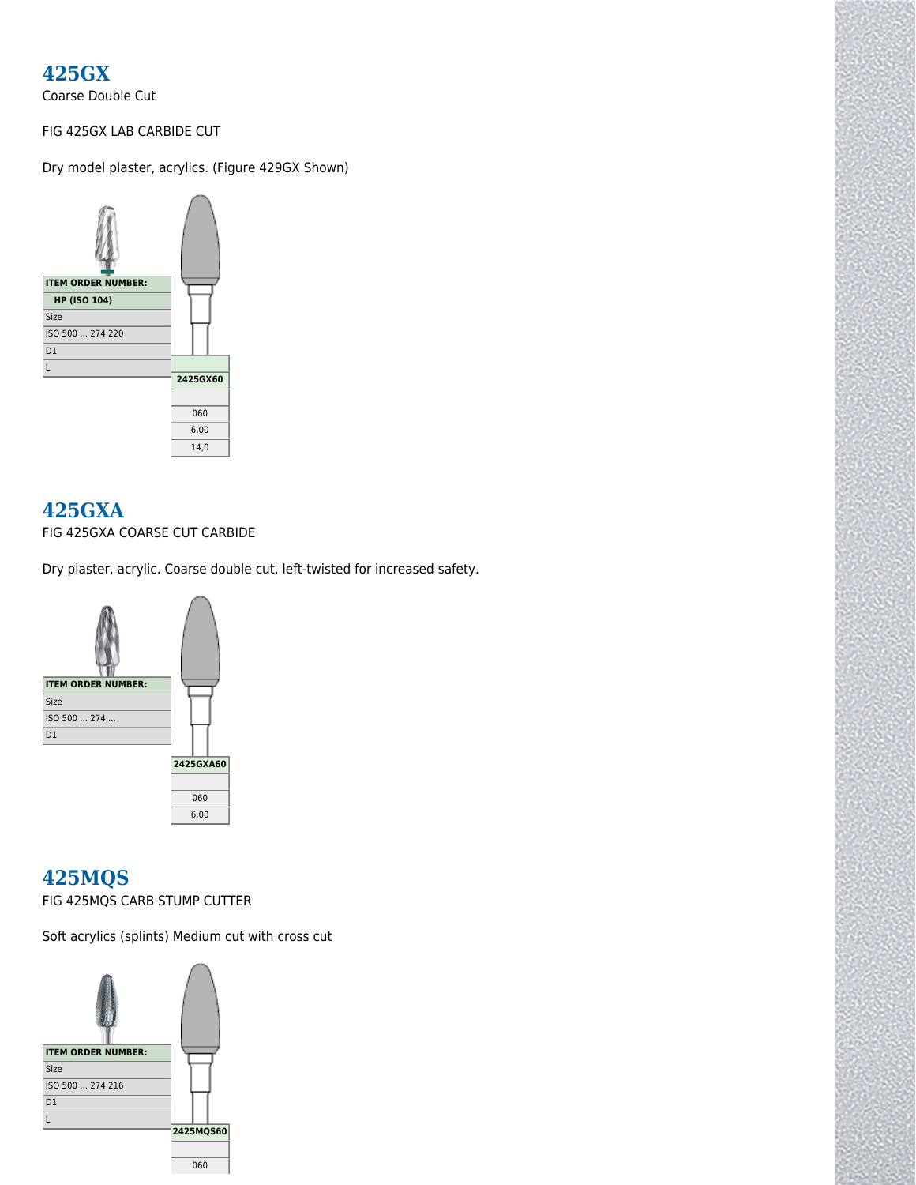## 425GX

Coarse Double Cut

FIG 425GX LAB CARBIDE CUT

Dry model plaster, acrylics. (Figure 429GX Shown)

| ITEM ORDER NUMBER: | |
|---|---|
| HP (ISO 104) | 2425GX60 |
| Size | 060 |
| ISO 500 ... 274 220 | |
| D1 | 6,00 |
| L | 14,0 |

## 425GXA

FIG 425GXA COARSE CUT CARBIDE

Dry plaster, acrylic. Coarse double cut, left-twisted for increased safety.

| ITEM ORDER NUMBER: | 2425GXA60 |
|---|---|
| Size | 060 |
| ISO 500 ... 274 ... | |
| D1 | 6,00 |

## 425MQS

FIG 425MQS CARB STUMP CUTTER

Soft acrylics (splints) Medium cut with cross cut

| ITEM ORDER NUMBER: | 2425MQS60 |
|---|---|
| Size | 060 |
| ISO 500 ... 274 216 | |
| D1 | |
| L | |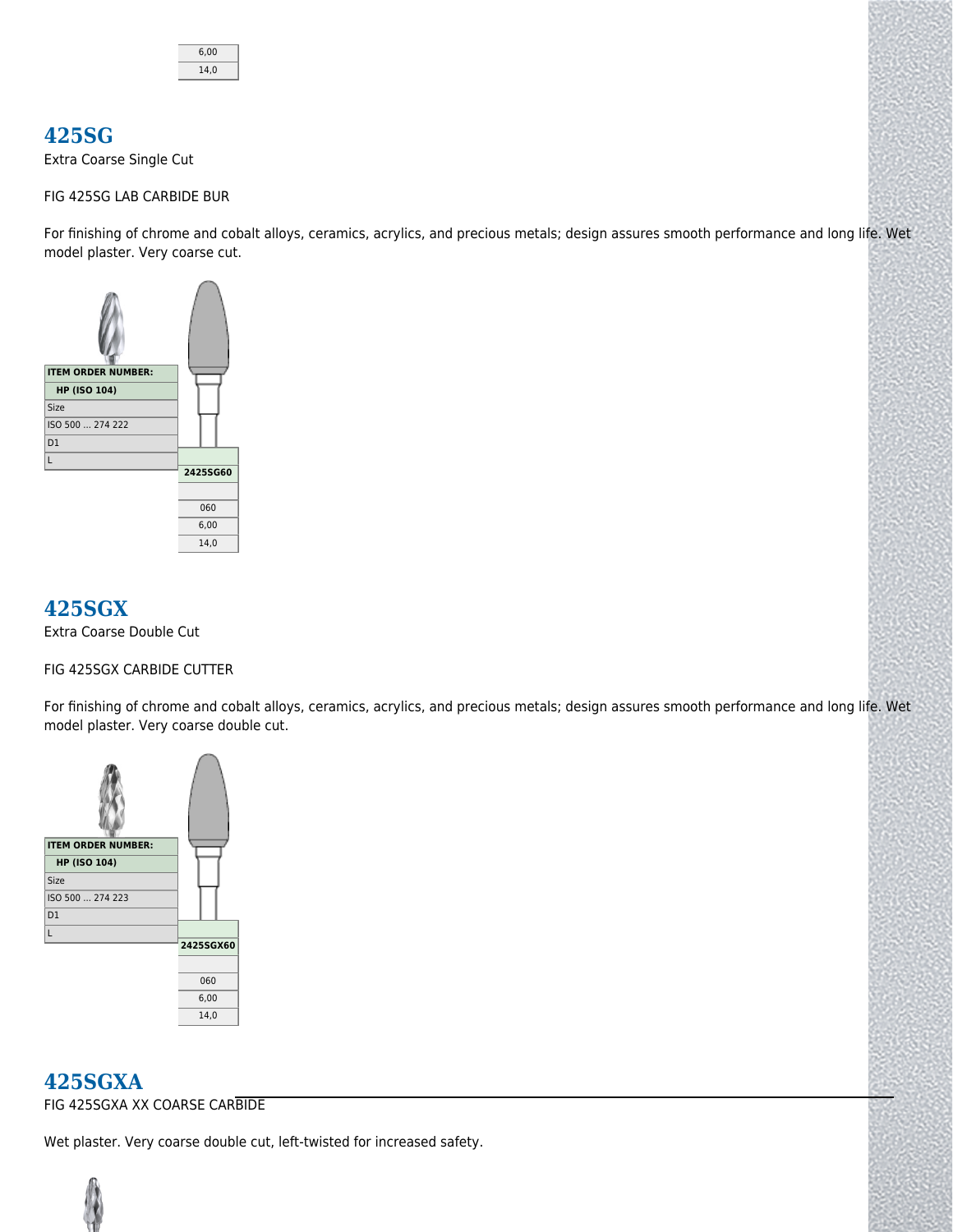| 6,00 |
|---|
| 14,0 |

## 425SG

Extra Coarse Single Cut

FIG 425SG LAB CARBIDE BUR

For finishing of chrome and cobalt alloys, ceramics, acrylics, and precious metals; design assures smooth performance and long life. Wet model plaster. Very coarse cut.

| ITEM ORDER NUMBER: | |
|---|---|
| HP (ISO 104) | 2425SG60 |
| Size | |
| ISO 500 ... 274 222 | 060 |
| D1 | 6,00 |
| L | 14,0 |

## 425SGX

Extra Coarse Double Cut

FIG 425SGX CARBIDE CUTTER

For finishing of chrome and cobalt alloys, ceramics, acrylics, and precious metals; design assures smooth performance and long life. Wet model plaster. Very coarse double cut.

| ITEM ORDER NUMBER: | |
|---|---|
| HP (ISO 104) | 2425SGX60 |
| Size | |
| ISO 500 ... 274 223 | 060 |
| D1 | 6,00 |
| L | 14,0 |

## 425SGXA

FIG 425SGXA XX COARSE CARBIDE

Wet plaster. Very coarse double cut, left-twisted for increased safety.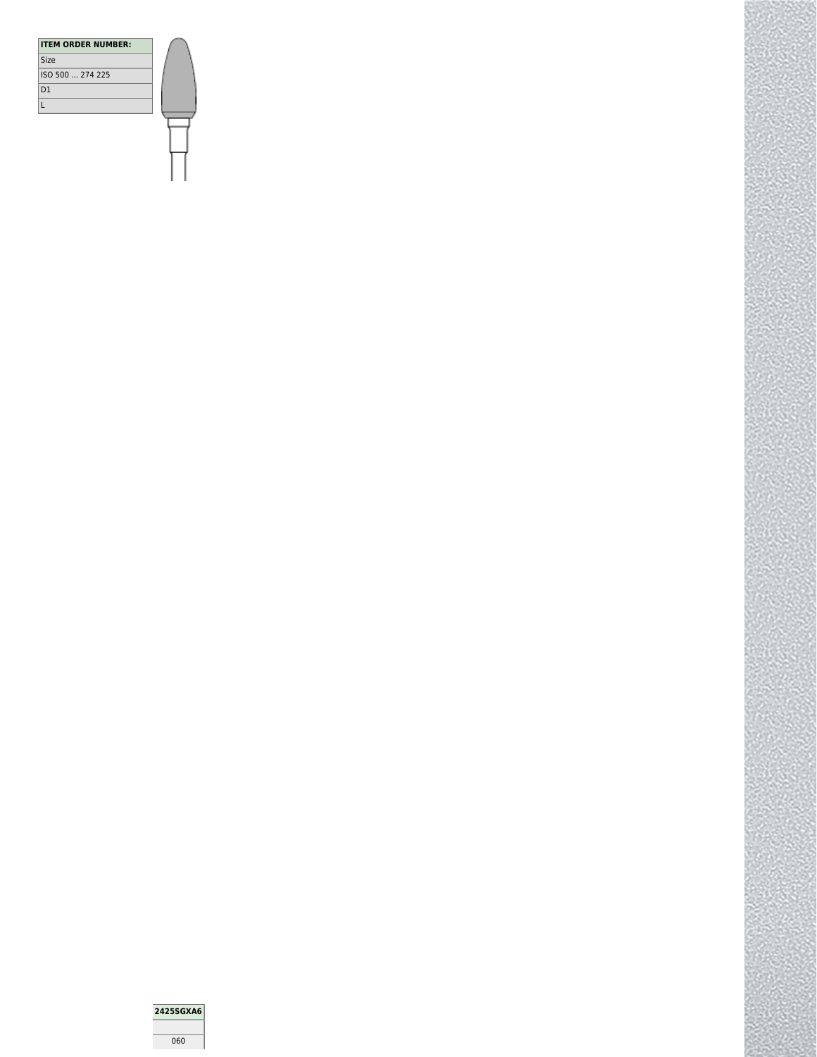| ITEM ORDER NUMBER: | 2425SGXA6 |
| --- | --- |
| Size | 060 |
| ISO 500 ... 274 225 | |
| D1 | |
| L | |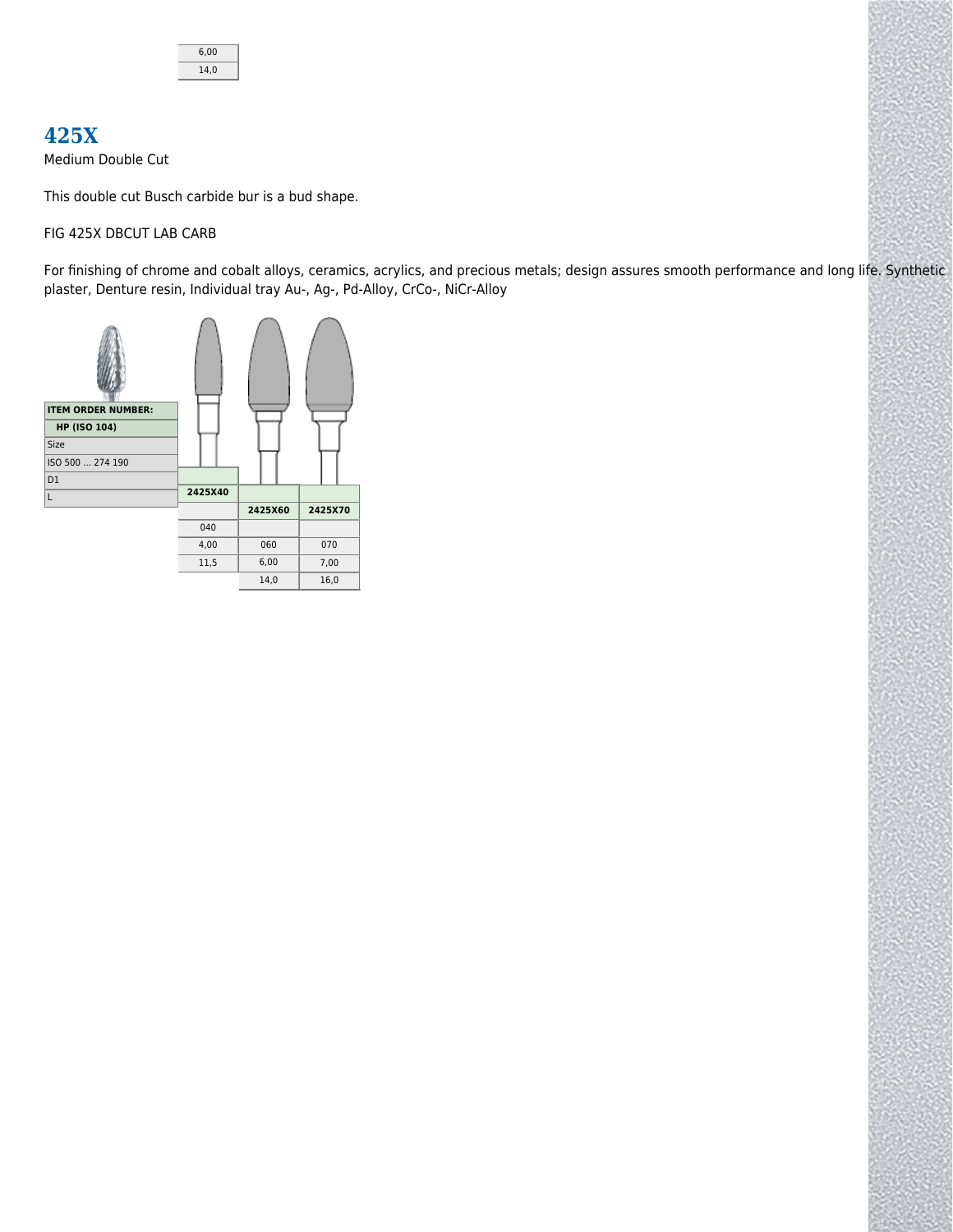| |
|---|
| 6,00 |
| 14,0 |

## 425X

Medium Double Cut

This double cut Busch carbide bur is a bud shape.

FIG 425X DBCUT LAB CARB

For finishing of chrome and cobalt alloys, ceramics, acrylics, and precious metals; design assures smooth performance and long life. Synthetic plaster, Denture resin, Individual tray Au-, Ag-, Pd-Alloy, CrCo-, NiCr-Alloy

| ITEM ORDER NUMBER: | | | |
|---|---|---|---|
| HP (ISO 104) | 2425X40 | 2425X60 | 2425X70 |
| Size | 040 | 060 | 070 |
| ISO 500 ... 274 190 | | | |
| D1 | 4,00 | 6,00 | 7,00 |
| L | 11,5 | 14,0 | 16,0 |